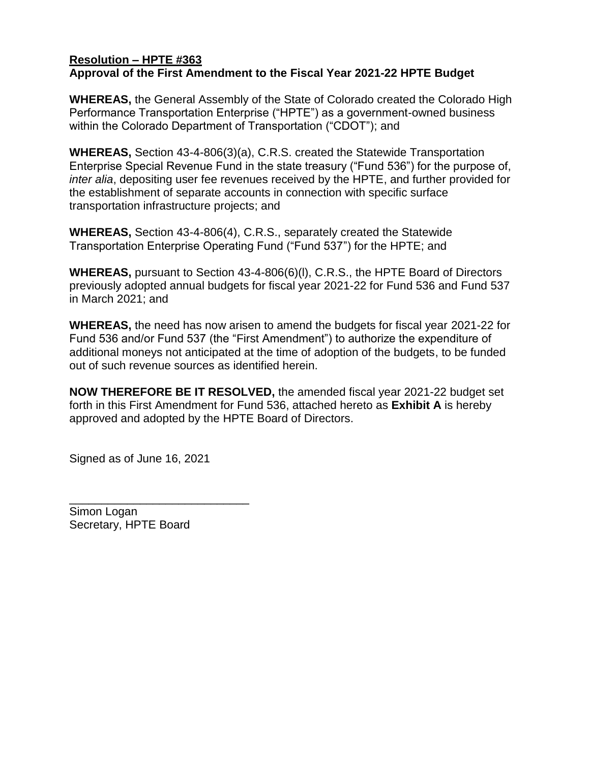**Resolution – HPTE #363**
**Approval of the First Amendment to the Fiscal Year 2021-22 HPTE Budget**

**WHEREAS,** the General Assembly of the State of Colorado created the Colorado High Performance Transportation Enterprise ("HPTE") as a government-owned business within the Colorado Department of Transportation ("CDOT"); and

**WHEREAS,** Section 43-4-806(3)(a), C.R.S. created the Statewide Transportation Enterprise Special Revenue Fund in the state treasury ("Fund 536") for the purpose of, *inter alia*, depositing user fee revenues received by the HPTE, and further provided for the establishment of separate accounts in connection with specific surface transportation infrastructure projects; and

**WHEREAS,** Section 43-4-806(4), C.R.S., separately created the Statewide Transportation Enterprise Operating Fund ("Fund 537") for the HPTE; and

**WHEREAS,** pursuant to Section 43-4-806(6)(l), C.R.S., the HPTE Board of Directors previously adopted annual budgets for fiscal year 2021-22 for Fund 536 and Fund 537 in March 2021; and

**WHEREAS,** the need has now arisen to amend the budgets for fiscal year 2021-22 for Fund 536 and/or Fund 537 (the "First Amendment") to authorize the expenditure of additional moneys not anticipated at the time of adoption of the budgets, to be funded out of such revenue sources as identified herein.

**NOW THEREFORE BE IT RESOLVED,** the amended fiscal year 2021-22 budget set forth in this First Amendment for Fund 536, attached hereto as **Exhibit A** is hereby approved and adopted by the HPTE Board of Directors.

Signed as of June 16, 2021

\_\_\_\_\_\_\_\_\_\_\_\_\_\_\_\_\_\_\_\_\_\_\_\_\_\_\_\_\_\_

Simon Logan
Secretary, HPTE Board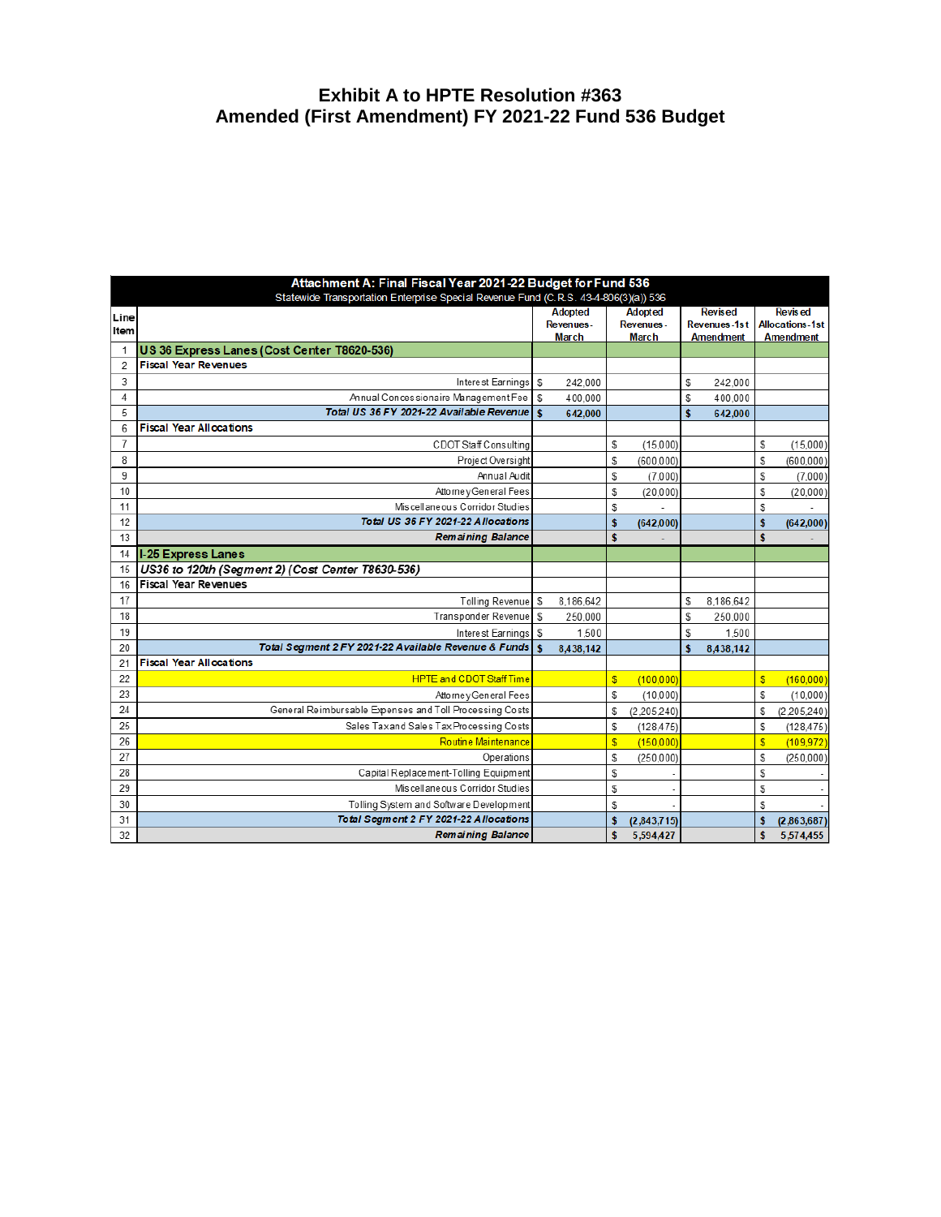# Exhibit A to HPTE Resolution #363
## Amended (First Amendment) FY 2021-22 Fund 536 Budget

| Attachment A: Final Fiscal Year 2021-22 Budget for Fund 536<br>Statewide Transportation Enterprise Special Revenue Fund (C.R.S. 43-4-806(3)(a)) 536 | | | | | |
|---|---|---|---|---|---|
| **Line Item** | | **Adopted Revenues - March** | **Adopted Revenues - March** | **Revised Revenues - 1st Amendment** | **Revised Allocations - 1st Amendment** |
| 1 | **US 36 Express Lanes (Cost Center T8620-536)** | | | | |
| 2 | **Fiscal Year Revenues** | | | | |
| 3 | Interest Earnings | $ 242,000 | | $ 242,000 | |
| 4 | Annual Concessionaire Management Fee | $ 400,000 | | $ 400,000 | |
| 5 | ***Total US 36 FY 2021-22 Available Revenue*** | **$ 642,000** | | **$ 642,000** | |
| 6 | **Fiscal Year Allocations** | | | | |
| 7 | CDOT Staff Consulting | | $ (15,000) | | $ (15,000) |
| 8 | Project Oversight | | $ (600,000) | | $ (600,000) |
| 9 | Annual Audit | | $ (7,000) | | $ (7,000) |
| 10 | Attorney General Fees | | $ (20,000) | | $ (20,000) |
| 11 | Miscellaneous Corridor Studies | | $ - | | $ - |
| 12 | ***Total US 36 FY 2021-22 Allocations*** | | **$ (642,000)** | | **$ (642,000)** |
| 13 | ***Remaining Balance*** | | **$ -** | | **$ -** |
| 14 | **I-25 Express Lanes** | | | | |
| 15 | ***US36 to 120th (Segment 2) (Cost Center T8630-536)*** | | | | |
| 16 | **Fiscal Year Revenues** | | | | |
| 17 | Tolling Revenue | $ 8,186,642 | | $ 8,186,642 | |
| 18 | Transponder Revenue | $ 250,000 | | $ 250,000 | |
| 19 | Interest Earnings | $ 1,500 | | $ 1,500 | |
| 20 | ***Total Segment 2 FY 2021-22 Available Revenue & Funds*** | **$ 8,438,142** | | **$ 8,438,142** | |
| 21 | **Fiscal Year Allocations** | | | | |
| 22 | HPTE and CDOT Staff Time | | $ (100,000) | | $ (160,000) |
| 23 | Attorney General Fees | | $ (10,000) | | $ (10,000) |
| 24 | General Reimbursable Expenses and Toll Processing Costs | | $ (2,205,240) | | $ (2,205,240) |
| 25 | Sales Tax and Sales Tax Processing Costs | | $ (128,475) | | $ (128,475) |
| 26 | Routine Maintenance | | $ (150,000) | | $ (109,972) |
| 27 | Operations | | $ (250,000) | | $ (250,000) |
| 28 | Capital Replacement-Tolling Equipment | | $ - | | $ - |
| 29 | Miscellaneous Corridor Studies | | $ - | | $ - |
| 30 | Tolling System and Software Development | | $ - | | $ - |
| 31 | ***Total Segment 2 FY 2021-22 Allocations*** | | **$ (2,843,715)** | | **$ (2,863,687)** |
| 32 | ***Remaining Balance*** | | **$ 5,594,427** | | **$ 5,574,455** |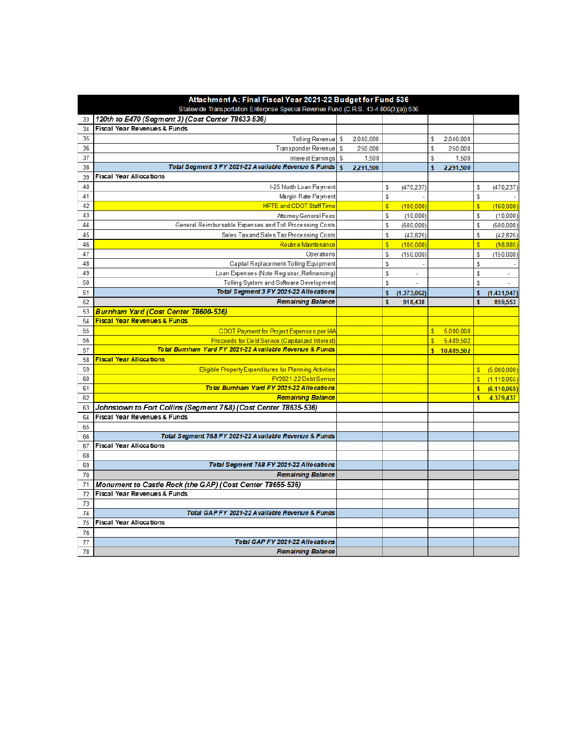| | Attachment A: Final Fiscal Year 2021-22 Budget for Fund 536<br>Statewide Transportation Enterprise Special Revenue Fund (C.R.S. 43-4-806(3)(a)) 536 | | | | |
|---|---|---|---|---|---|
| 33 | *120th to E470 (Segment 3) (Cost Center T8633-536)* | | | | |
| 34 | **Fiscal Year Revenues & Funds** | | | | |
| 35 | Tolling Revenue | $ 2,040,000 | | $ 2,040,000 | |
| 36 | Transponder Revenue | $ 250,000 | | $ 250,000 | |
| 37 | Interest Earnings | $ 1,500 | | $ 1,500 | |
| 38 | ***Total Segment 3 FY 2021-22 Available Revenue & Funds*** | **$ 2,291,500** | | **$ 2,291,500** | |
| 39 | **Fiscal Year Allocations** | | | | |
| 40 | I-25 North Loan Payment | | $ (470,237) | | $ (470,237) |
| 41 | Margin Rate Payment | | $ - | | $ - |
| 42 | HPTE and CDOT Staff Time | | $ (100,000) | | $ (160,000) |
| 43 | Attorney General Fees | | $ (10,000) | | $ (10,000) |
| 44 | General Reimbursable Expenses and Toll Processing Costs | | $ (500,000) | | $ (500,000) |
| 45 | Sales Tax and Sales Tax Processing Costs | | $ (42,825) | | $ (42,825) |
| 46 | Routine Maintenance | | $ (100,000) | | $ (98,885) |
| 47 | Operations | | $ (150,000) | | $ (150,000) |
| 48 | Capital Replacement-Tolling Equipment | | $ - | | $ - |
| 49 | Loan Expenses (Note Registrar, Refinancing) | | $ - | | $ - |
| 50 | Tolling System and Software Development | | $ - | | $ - |
| 51 | ***Total Segment 3 FY 2021-22 Allocations*** | | **$ (1,373,062)** | | **$ (1,431,947)** |
| 52 | ***Remaining Balance*** | | **$ 918,438** | | **$ 859,553** |
| 53 | ***Burnham Yard (Cost Center T8600-536)*** | | | | |
| 54 | **Fiscal Year Revenues & Funds** | | | | |
| 55 | CDOT Payment for Project Expenses per IAA | | | $ 5,000,000 | |
| 56 | Proceeds for Debt Service (Capitalized Interest) | | | $ 5,489,502 | |
| 57 | ***Total Burnham Yard FY 2021-22 Available Revenue & Funds*** | | | **$ 10,489,502** | |
| 58 | **Fiscal Year Allocations** | | | | |
| 59 | Eligible Property Expenditures for Planning Activities | | | | $ (5,000,000) |
| 60 | FY2021-22 Debt Service | | | | $ (1,110,065) |
| 61 | ***Total Burnham Yard FY 2021-22 Allocations*** | | | | **$ (6,110,065)** |
| 62 | ***Remaining Balance*** | | | | **$ 4,379,437** |
| 63 | *Johnstown to Fort Collins (Segment 7&8) (Cost Center T8635-536)* | | | | |
| 64 | **Fiscal Year Revenues & Funds** | | | | |
| 65 | | | | | |
| 66 | ***Total Segment 7&8 FY 2021-22 Available Revenue & Funds*** | | | | |
| 67 | **Fiscal Year Allocations** | | | | |
| 68 | | | | | |
| 69 | ***Total Segment 7&8 FY 2021-22 Allocations*** | | | | |
| 70 | ***Remaining Balance*** | | | | |
| 71 | *Monument to Castle Rock (the GAP) (Cost Center T8655-536)* | | | | |
| 72 | **Fiscal Year Revenues & Funds** | | | | |
| 73 | | | | | |
| 74 | ***Total GAP FY 2021-22 Available Revenue & Funds*** | | | | |
| 75 | **Fiscal Year Allocations** | | | | |
| 76 | | | | | |
| 77 | ***Total GAP FY 2021-22 Allocations*** | | | | |
| 78 | ***Remaining Balance*** | | | | |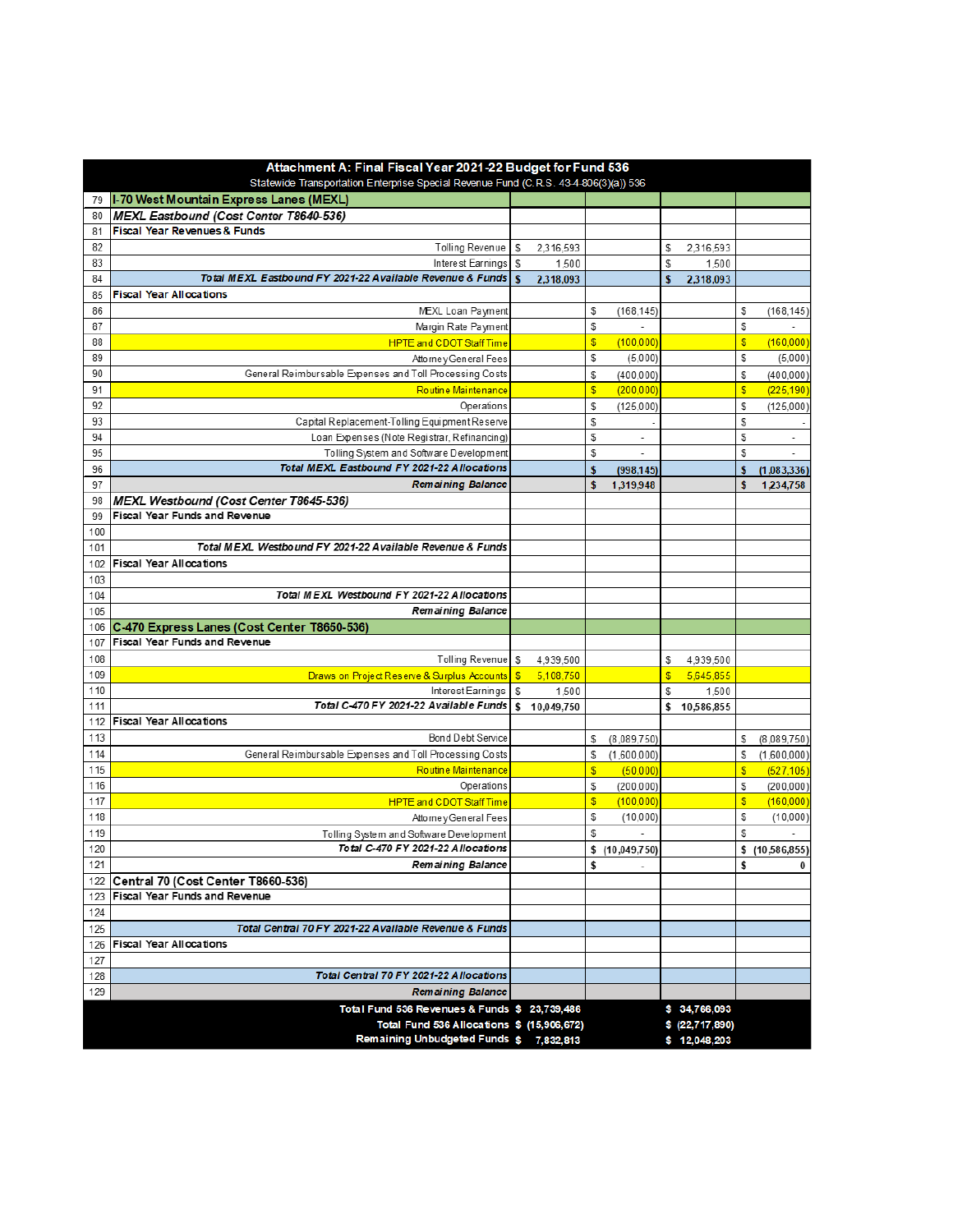**Attachment A: Final Fiscal Year 2021-22 Budget for Fund 536**

Statewide Transportation Enterprise Special Revenue Fund (C.R.S. 43-4-806(3)(a)) 536

| | | | | | |
|---|---|---|---|---|---|
| 79 | **I-70 West Mountain Express Lanes (MEXL)** | | | | |
| 80 | ***MEXL Eastbound (Cost Center T8640-536)*** | | | | |
| 81 | **Fiscal Year Revenues & Funds** | | | | |
| 82 | Tolling Revenue | $ 2,316,593 | | $ 2,316,593 | |
| 83 | Interest Earnings | $ 1,500 | | $ 1,500 | |
| 84 | ***Total MEXL Eastbound FY 2021-22 Available Revenue & Funds*** | **$ 2,318,093** | | **$ 2,318,093** | |
| 85 | **Fiscal Year Allocations** | | | | |
| 86 | MEXL Loan Payment | | $ (168,145) | | $ (168,145) |
| 87 | Margin Rate Payment | | $ - | | $ - |
| 88 | HPTE and CDOT Staff Time | | $ (100,000) | | $ (160,000) |
| 89 | Attorney General Fees | | $ (5,000) | | $ (5,000) |
| 90 | General Reimbursable Expenses and Toll Processing Costs | | $ (400,000) | | $ (400,000) |
| 91 | Routine Maintenance | | $ (200,000) | | $ (225,190) |
| 92 | Operations | | $ (125,000) | | $ (125,000) |
| 93 | Capital Replacement-Tolling Equipment Reserve | | $ - | | $ - |
| 94 | Loan Expenses (Note Registrar, Refinancing) | | $ - | | $ - |
| 95 | Tolling System and Software Development | | $ - | | $ - |
| 96 | ***Total MEXL Eastbound FY 2021-22 Allocations*** | | **$ (998,145)** | | **$ (1,083,336)** |
| 97 | ***Remaining Balance*** | | **$ 1,319,948** | | **$ 1,234,758** |
| 98 | ***MEXL Westbound (Cost Center T8645-536)*** | | | | |
| 99 | **Fiscal Year Funds and Revenue** | | | | |
| 100 | | | | | |
| 101 | ***Total MEXL Westbound FY 2021-22 Available Revenue & Funds*** | | | | |
| 102 | **Fiscal Year Allocations** | | | | |
| 103 | | | | | |
| 104 | ***Total MEXL Westbound FY 2021-22 Allocations*** | | | | |
| 105 | ***Remaining Balance*** | | | | |
| 106 | **C-470 Express Lanes (Cost Center T8650-536)** | | | | |
| 107 | **Fiscal Year Funds and Revenue** | | | | |
| 108 | Tolling Revenue | $ 4,939,500 | | $ 4,939,500 | |
| 109 | Draws on Project Reserve & Surplus Accounts | $ 5,108,750 | | $ 5,645,855 | |
| 110 | Interest Earnings | $ 1,500 | | $ 1,500 | |
| 111 | ***Total C-470 FY 2021-22 Available Funds*** | **$ 10,049,750** | | **$ 10,586,855** | |
| 112 | **Fiscal Year Allocations** | | | | |
| 113 | Bond Debt Service | | $ (8,089,750) | | $ (8,089,750) |
| 114 | General Reimbursable Expenses and Toll Processing Costs | | $ (1,600,000) | | $ (1,600,000) |
| 115 | Routine Maintenance | | $ (50,000) | | $ (527,105) |
| 116 | Operations | | $ (200,000) | | $ (200,000) |
| 117 | HPTE and CDOT Staff Time | | $ (100,000) | | $ (160,000) |
| 118 | Attorney General Fees | | $ (10,000) | | $ (10,000) |
| 119 | Tolling System and Software Development | | $ - | | $ - |
| 120 | ***Total C-470 FY 2021-22 Allocations*** | | **$ (10,049,750)** | | **$ (10,586,855)** |
| 121 | ***Remaining Balance*** | | **$ -** | | **$ 0** |
| 122 | **Central 70 (Cost Center T8660-536)** | | | | |
| 123 | **Fiscal Year Funds and Revenue** | | | | |
| 124 | | | | | |
| 125 | ***Total Central 70 FY 2021-22 Available Revenue & Funds*** | | | | |
| 126 | **Fiscal Year Allocations** | | | | |
| 127 | | | | | |
| 128 | ***Total Central 70 FY 2021-22 Allocations*** | | | | |
| 129 | ***Remaining Balance*** | | | | |
| | **Total Fund 536 Revenues & Funds** | **$ 23,739,486** | | **$ 34,766,093** | |
| | **Total Fund 536 Allocations** | **$ (15,906,672)** | | **$ (22,717,890)** | |
| | **Remaining Unbudgeted Funds** | **$ 7,832,813** | | **$ 12,048,203** | |